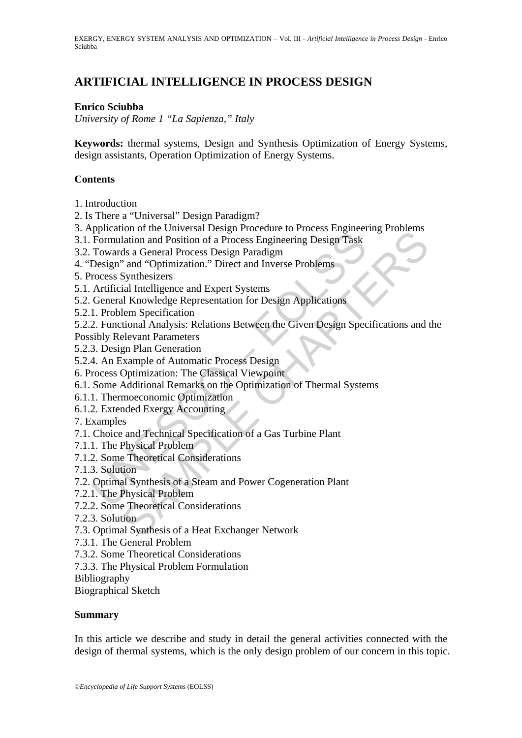# ARTIFICIAL INTELLIGENCE IN PROCESS DESIGN

**Enrico Sciubba**

*University of Rome 1 "La Sapienza," Italy*

**Keywords:** thermal systems, Design and Synthesis Optimization of Energy Systems, design assistants, Operation Optimization of Energy Systems.

## Contents

1. Introduction
2. Is There a "Universal" Design Paradigm?
3. Application of the Universal Design Procedure to Process Engineering Problems
3.1. Formulation and Position of a Process Engineering Design Task
3.2. Towards a General Process Design Paradigm
4. "Design" and "Optimization." Direct and Inverse Problems
5. Process Synthesizers
5.1. Artificial Intelligence and Expert Systems
5.2. General Knowledge Representation for Design Applications
5.2.1. Problem Specification
5.2.2. Functional Analysis: Relations Between the Given Design Specifications and the Possibly Relevant Parameters
5.2.3. Design Plan Generation
5.2.4. An Example of Automatic Process Design
6. Process Optimization: The Classical Viewpoint
6.1. Some Additional Remarks on the Optimization of Thermal Systems
6.1.1. Thermoeconomic Optimization
6.1.2. Extended Exergy Accounting
7. Examples
7.1. Choice and Technical Specification of a Gas Turbine Plant
7.1.1. The Physical Problem
7.1.2. Some Theoretical Considerations
7.1.3. Solution
7.2. Optimal Synthesis of a Steam and Power Cogeneration Plant
7.2.1. The Physical Problem
7.2.2. Some Theoretical Considerations
7.2.3. Solution
7.3. Optimal Synthesis of a Heat Exchanger Network
7.3.1. The General Problem
7.3.2. Some Theoretical Considerations
7.3.3. The Physical Problem Formulation

Bibliography

Biographical Sketch

## Summary

In this article we describe and study in detail the general activities connected with the design of thermal systems, which is the only design problem of our concern in this topic.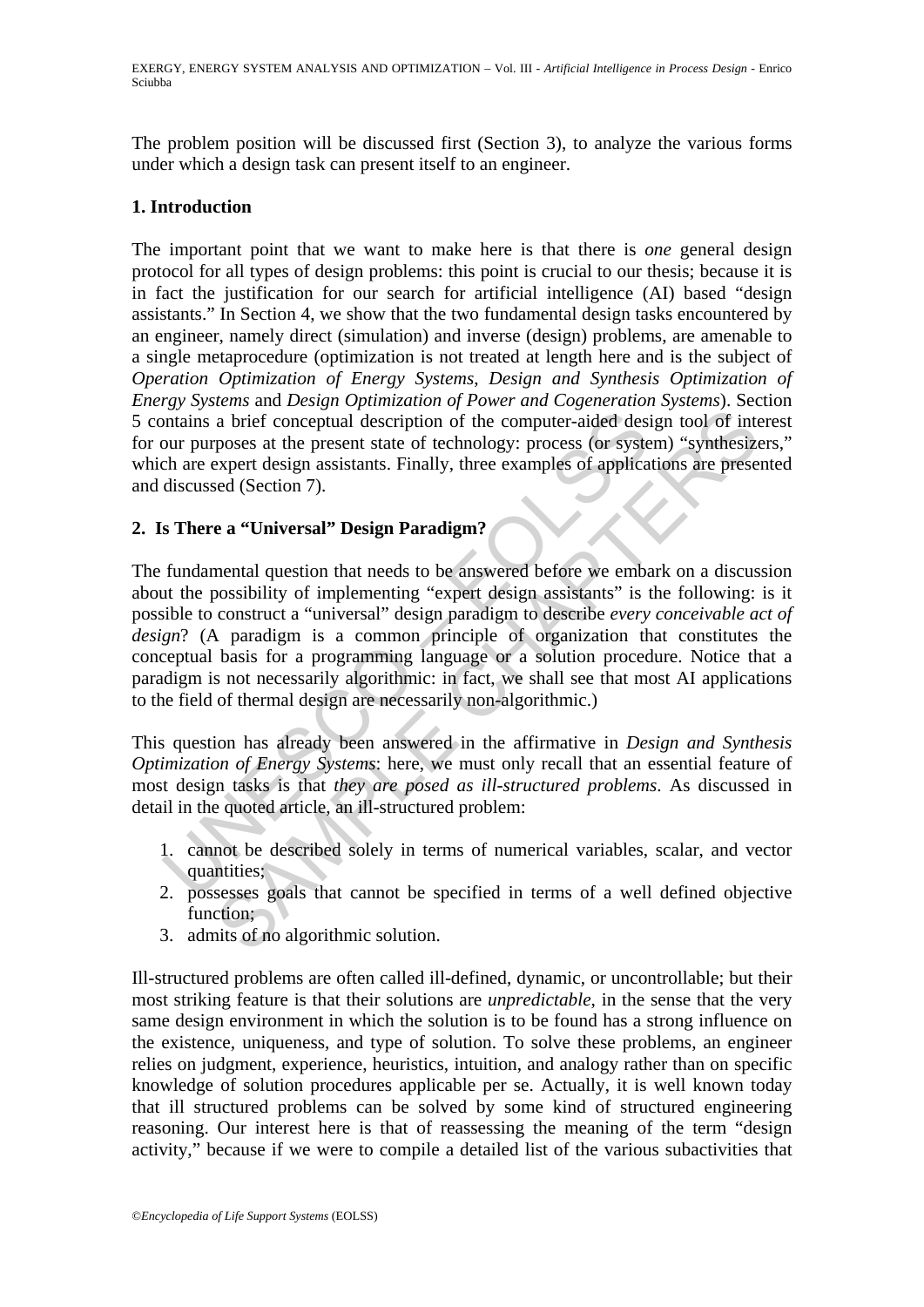The problem position will be discussed first (Section 3), to analyze the various forms under which a design task can present itself to an engineer.

## 1. Introduction

The important point that we want to make here is that there is *one* general design protocol for all types of design problems: this point is crucial to our thesis; because it is in fact the justification for our search for artificial intelligence (AI) based "design assistants." In Section 4, we show that the two fundamental design tasks encountered by an engineer, namely direct (simulation) and inverse (design) problems, are amenable to a single metaprocedure (optimization is not treated at length here and is the subject of *Operation Optimization of Energy Systems*, *Design and Synthesis Optimization of Energy Systems* and *Design Optimization of Power and Cogeneration Systems*). Section 5 contains a brief conceptual description of the computer-aided design tool of interest for our purposes at the present state of technology: process (or system) "synthesizers," which are expert design assistants. Finally, three examples of applications are presented and discussed (Section 7).

## 2. Is There a "Universal" Design Paradigm?

The fundamental question that needs to be answered before we embark on a discussion about the possibility of implementing "expert design assistants" is the following: is it possible to construct a "universal" design paradigm to describe *every conceivable act of design*? (A paradigm is a common principle of organization that constitutes the conceptual basis for a programming language or a solution procedure. Notice that a paradigm is not necessarily algorithmic: in fact, we shall see that most AI applications to the field of thermal design are necessarily non-algorithmic.)

This question has already been answered in the affirmative in *Design and Synthesis Optimization of Energy Systems*: here, we must only recall that an essential feature of most design tasks is that *they are posed as ill-structured problems*. As discussed in detail in the quoted article, an ill-structured problem:

1. cannot be described solely in terms of numerical variables, scalar, and vector quantities;
2. possesses goals that cannot be specified in terms of a well defined objective function;
3. admits of no algorithmic solution.

Ill-structured problems are often called ill-defined, dynamic, or uncontrollable; but their most striking feature is that their solutions are *unpredictable*, in the sense that the very same design environment in which the solution is to be found has a strong influence on the existence, uniqueness, and type of solution. To solve these problems, an engineer relies on judgment, experience, heuristics, intuition, and analogy rather than on specific knowledge of solution procedures applicable per se. Actually, it is well known today that ill structured problems can be solved by some kind of structured engineering reasoning. Our interest here is that of reassessing the meaning of the term "design activity," because if we were to compile a detailed list of the various subactivities that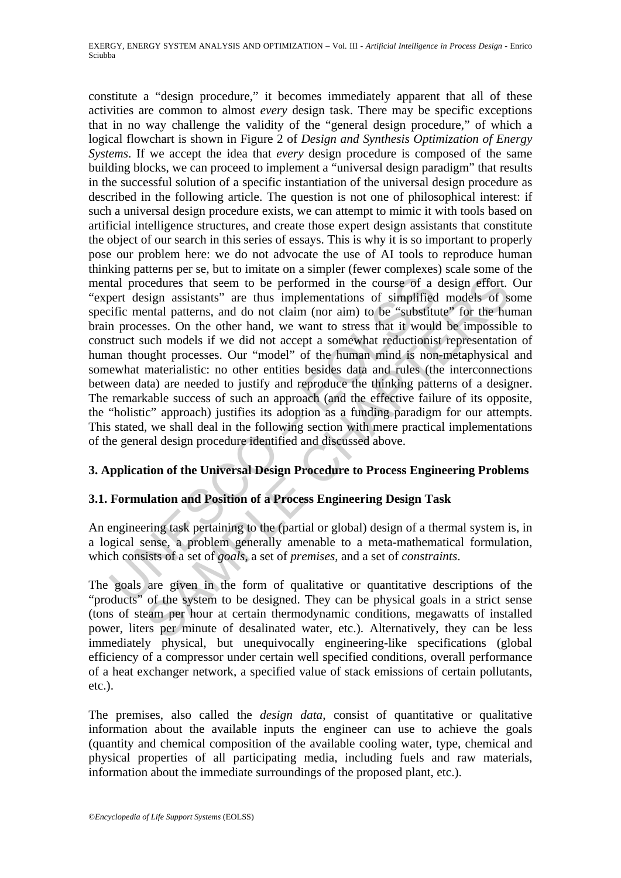constitute a "design procedure," it becomes immediately apparent that all of these activities are common to almost *every* design task. There may be specific exceptions that in no way challenge the validity of the "general design procedure," of which a logical flowchart is shown in Figure 2 of *Design and Synthesis Optimization of Energy Systems*. If we accept the idea that *every* design procedure is composed of the same building blocks, we can proceed to implement a "universal design paradigm" that results in the successful solution of a specific instantiation of the universal design procedure as described in the following article. The question is not one of philosophical interest: if such a universal design procedure exists, we can attempt to mimic it with tools based on artificial intelligence structures, and create those expert design assistants that constitute the object of our search in this series of essays. This is why it is so important to properly pose our problem here: we do not advocate the use of AI tools to reproduce human thinking patterns per se, but to imitate on a simpler (fewer complexes) scale some of the mental procedures that seem to be performed in the course of a design effort. Our "expert design assistants" are thus implementations of simplified models of some specific mental patterns, and do not claim (nor aim) to be "substitute" for the human brain processes. On the other hand, we want to stress that it would be impossible to construct such models if we did not accept a somewhat reductionist representation of human thought processes. Our "model" of the human mind is non-metaphysical and somewhat materialistic: no other entities besides data and rules (the interconnections between data) are needed to justify and reproduce the thinking patterns of a designer. The remarkable success of such an approach (and the effective failure of its opposite, the "holistic" approach) justifies its adoption as a funding paradigm for our attempts. This stated, we shall deal in the following section with mere practical implementations of the general design procedure identified and discussed above.

## 3. Application of the Universal Design Procedure to Process Engineering Problems

### 3.1. Formulation and Position of a Process Engineering Design Task

An engineering task pertaining to the (partial or global) design of a thermal system is, in a logical sense, a problem generally amenable to a meta-mathematical formulation, which consists of a set of *goals*, a set of *premises*, and a set of *constraints*.

The goals are given in the form of qualitative or quantitative descriptions of the "products" of the system to be designed. They can be physical goals in a strict sense (tons of steam per hour at certain thermodynamic conditions, megawatts of installed power, liters per minute of desalinated water, etc.). Alternatively, they can be less immediately physical, but unequivocally engineering-like specifications (global efficiency of a compressor under certain well specified conditions, overall performance of a heat exchanger network, a specified value of stack emissions of certain pollutants, etc.).

The premises, also called the *design data*, consist of quantitative or qualitative information about the available inputs the engineer can use to achieve the goals (quantity and chemical composition of the available cooling water, type, chemical and physical properties of all participating media, including fuels and raw materials, information about the immediate surroundings of the proposed plant, etc.).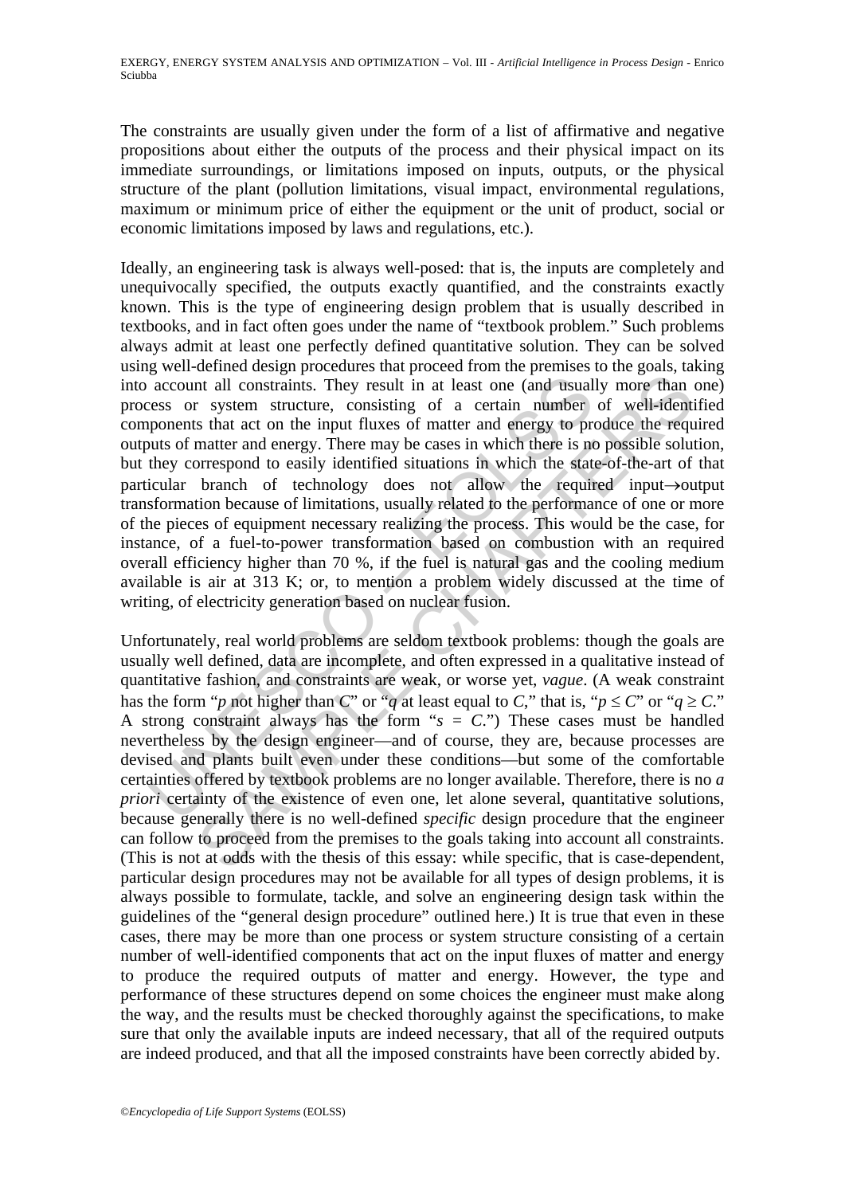The constraints are usually given under the form of a list of affirmative and negative propositions about either the outputs of the process and their physical impact on its immediate surroundings, or limitations imposed on inputs, outputs, or the physical structure of the plant (pollution limitations, visual impact, environmental regulations, maximum or minimum price of either the equipment or the unit of product, social or economic limitations imposed by laws and regulations, etc.).

Ideally, an engineering task is always well-posed: that is, the inputs are completely and unequivocally specified, the outputs exactly quantified, and the constraints exactly known. This is the type of engineering design problem that is usually described in textbooks, and in fact often goes under the name of "textbook problem." Such problems always admit at least one perfectly defined quantitative solution. They can be solved using well-defined design procedures that proceed from the premises to the goals, taking into account all constraints. They result in at least one (and usually more than one) process or system structure, consisting of a certain number of well-identified components that act on the input fluxes of matter and energy to produce the required outputs of matter and energy. There may be cases in which there is no possible solution, but they correspond to easily identified situations in which the state-of-the-art of that particular branch of technology does not allow the required input$\rightarrow$output transformation because of limitations, usually related to the performance of one or more of the pieces of equipment necessary realizing the process. This would be the case, for instance, of a fuel-to-power transformation based on combustion with an required overall efficiency higher than 70 %, if the fuel is natural gas and the cooling medium available is air at 313 K; or, to mention a problem widely discussed at the time of writing, of electricity generation based on nuclear fusion.

Unfortunately, real world problems are seldom textbook problems: though the goals are usually well defined, data are incomplete, and often expressed in a qualitative instead of quantitative fashion, and constraints are weak, or worse yet, *vague*. (A weak constraint has the form "$p$ not higher than $C$" or "$q$ at least equal to $C$," that is, "$p \leq C$" or "$q \geq C$." A strong constraint always has the form "$s = C$.") These cases must be handled nevertheless by the design engineer—and of course, they are, because processes are devised and plants built even under these conditions—but some of the comfortable certainties offered by textbook problems are no longer available. Therefore, there is no *a priori* certainty of the existence of even one, let alone several, quantitative solutions, because generally there is no well-defined *specific* design procedure that the engineer can follow to proceed from the premises to the goals taking into account all constraints. (This is not at odds with the thesis of this essay: while specific, that is case-dependent, particular design procedures may not be available for all types of design problems, it is always possible to formulate, tackle, and solve an engineering design task within the guidelines of the "general design procedure" outlined here.) It is true that even in these cases, there may be more than one process or system structure consisting of a certain number of well-identified components that act on the input fluxes of matter and energy to produce the required outputs of matter and energy. However, the type and performance of these structures depend on some choices the engineer must make along the way, and the results must be checked thoroughly against the specifications, to make sure that only the available inputs are indeed necessary, that all of the required outputs are indeed produced, and that all the imposed constraints have been correctly abided by.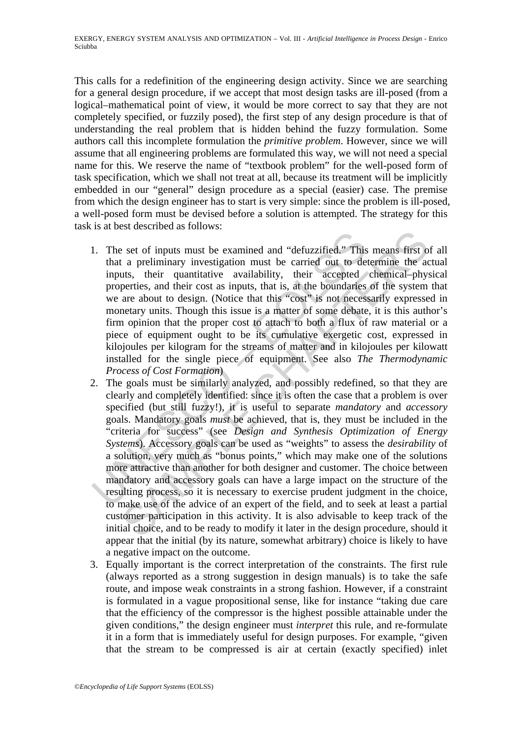This calls for a redefinition of the engineering design activity. Since we are searching for a general design procedure, if we accept that most design tasks are ill-posed (from a logical–mathematical point of view, it would be more correct to say that they are not completely specified, or fuzzily posed), the first step of any design procedure is that of understanding the real problem that is hidden behind the fuzzy formulation. Some authors call this incomplete formulation the *primitive problem*. However, since we will assume that all engineering problems are formulated this way, we will not need a special name for this. We reserve the name of "textbook problem" for the well-posed form of task specification, which we shall not treat at all, because its treatment will be implicitly embedded in our "general" design procedure as a special (easier) case. The premise from which the design engineer has to start is very simple: since the problem is ill-posed, a well-posed form must be devised before a solution is attempted. The strategy for this task is at best described as follows:

1. The set of inputs must be examined and "defuzzified." This means first of all that a preliminary investigation must be carried out to determine the actual inputs, their quantitative availability, their accepted chemical–physical properties, and their cost as inputs, that is, at the boundaries of the system that we are about to design. (Notice that this "cost" is not necessarily expressed in monetary units. Though this issue is a matter of some debate, it is this author's firm opinion that the proper cost to attach to both a flux of raw material or a piece of equipment ought to be its cumulative exergetic cost, expressed in kilojoules per kilogram for the streams of matter and in kilojoules per kilowatt installed for the single piece of equipment. See also *The Thermodynamic Process of Cost Formation*)
2. The goals must be similarly analyzed, and possibly redefined, so that they are clearly and completely identified: since it is often the case that a problem is over specified (but still fuzzy!), it is useful to separate *mandatory* and *accessory* goals. Mandatory goals *must* be achieved, that is, they must be included in the "criteria for success" (see *Design and Synthesis Optimization of Energy Systems*). Accessory goals can be used as "weights" to assess the *desirability* of a solution, very much as "bonus points," which may make one of the solutions more attractive than another for both designer and customer. The choice between mandatory and accessory goals can have a large impact on the structure of the resulting process, so it is necessary to exercise prudent judgment in the choice, to make use of the advice of an expert of the field, and to seek at least a partial customer participation in this activity. It is also advisable to keep track of the initial choice, and to be ready to modify it later in the design procedure, should it appear that the initial (by its nature, somewhat arbitrary) choice is likely to have a negative impact on the outcome.
3. Equally important is the correct interpretation of the constraints. The first rule (always reported as a strong suggestion in design manuals) is to take the safe route, and impose weak constraints in a strong fashion. However, if a constraint is formulated in a vague propositional sense, like for instance "taking due care that the efficiency of the compressor is the highest possible attainable under the given conditions," the design engineer must *interpret* this rule, and re-formulate it in a form that is immediately useful for design purposes. For example, "given that the stream to be compressed is air at certain (exactly specified) inlet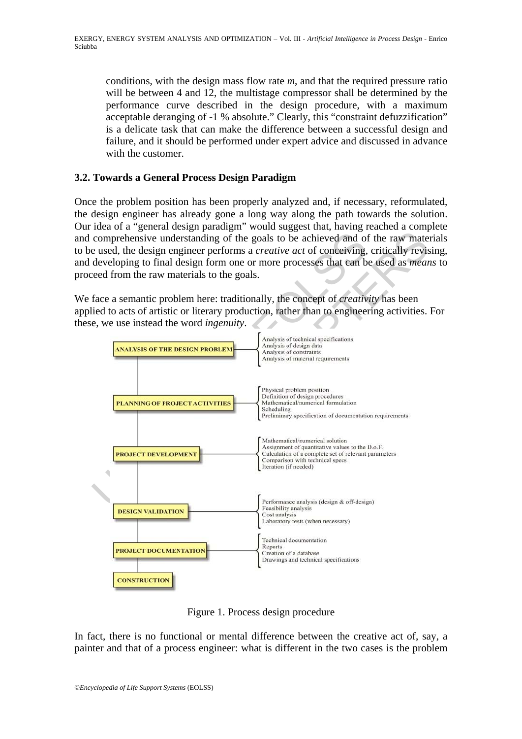conditions, with the design mass flow rate *m*, and that the required pressure ratio will be between 4 and 12, the multistage compressor shall be determined by the performance curve described in the design procedure, with a maximum acceptable deranging of -1 % absolute." Clearly, this "constraint defuzzification" is a delicate task that can make the difference between a successful design and failure, and it should be performed under expert advice and discussed in advance with the customer.

### 3.2. Towards a General Process Design Paradigm

Once the problem position has been properly analyzed and, if necessary, reformulated, the design engineer has already gone a long way along the path towards the solution. Our idea of a "general design paradigm" would suggest that, having reached a complete and comprehensive understanding of the goals to be achieved and of the raw materials to be used, the design engineer performs a *creative act* of conceiving, critically revising, and developing to final design form one or more processes that can be used as *means* to proceed from the raw materials to the goals.

We face a semantic problem here: traditionally, the concept of *creativity* has been applied to acts of artistic or literary production, rather than to engineering activities. For these, we use instead the word *ingenuity*.

- **ANALYSIS OF THE DESIGN PROBLEM**
  - Analysis of technical specifications
  - Analysis of design data
  - Analysis of constraints
  - Analysis of material requirements
- **PLANNING OF PROJECT ACTIVITIES**
  - Physical problem position
  - Definition of design procedures
  - Mathematical/numerical formulation
  - Scheduling
  - Preliminary specification of documentation requirements
- **PROJECT DEVELOPMENT**
  - Mathematical/numerical solution
  - Assignment of quantitative values to the D.o.F.
  - Calculation of a complete set of relevant parameters
  - Comparison with technical specs
  - Iteration (if needed)
- **DESIGN VALIDATION**
  - Performance analysis (design & off-design)
  - Feasibility analysis
  - Cost analysis
  - Laboratory tests (when necessary)
- **PROJECT DOCUMENTATION**
  - Technical documentation
  - Reports
  - Creation of a database
  - Drawings and technical specifications
- **CONSTRUCTION**

Figure 1. Process design procedure

In fact, there is no functional or mental difference between the creative act of, say, a painter and that of a process engineer: what is different in the two cases is the problem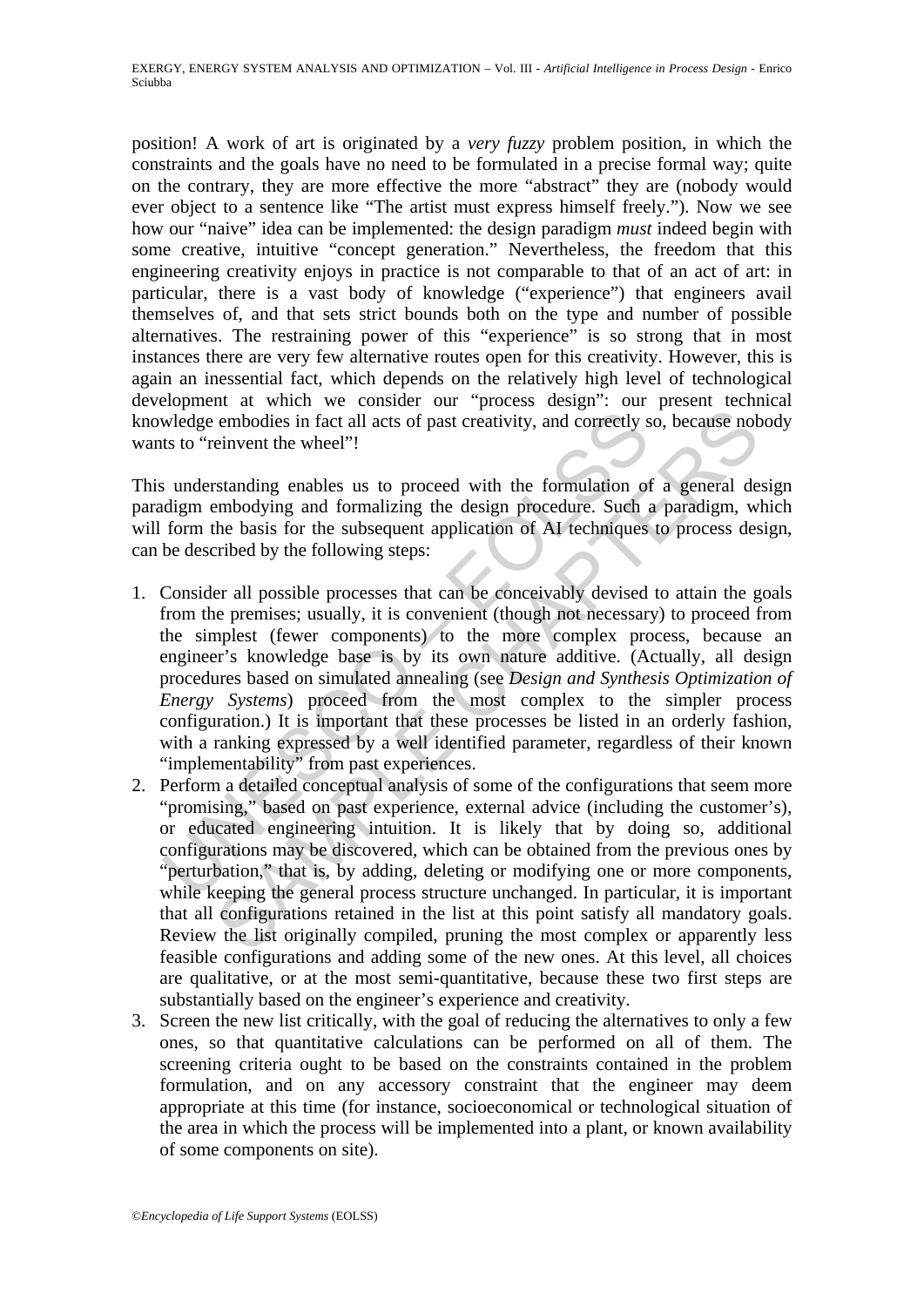position! A work of art is originated by a *very fuzzy* problem position, in which the constraints and the goals have no need to be formulated in a precise formal way; quite on the contrary, they are more effective the more "abstract" they are (nobody would ever object to a sentence like "The artist must express himself freely."). Now we see how our "naive" idea can be implemented: the design paradigm *must* indeed begin with some creative, intuitive "concept generation." Nevertheless, the freedom that this engineering creativity enjoys in practice is not comparable to that of an act of art: in particular, there is a vast body of knowledge ("experience") that engineers avail themselves of, and that sets strict bounds both on the type and number of possible alternatives. The restraining power of this "experience" is so strong that in most instances there are very few alternative routes open for this creativity. However, this is again an inessential fact, which depends on the relatively high level of technological development at which we consider our "process design": our present technical knowledge embodies in fact all acts of past creativity, and correctly so, because nobody wants to "reinvent the wheel"!

This understanding enables us to proceed with the formulation of a general design paradigm embodying and formalizing the design procedure. Such a paradigm, which will form the basis for the subsequent application of AI techniques to process design, can be described by the following steps:

1. Consider all possible processes that can be conceivably devised to attain the goals from the premises; usually, it is convenient (though not necessary) to proceed from the simplest (fewer components) to the more complex process, because an engineer's knowledge base is by its own nature additive. (Actually, all design procedures based on simulated annealing (see *Design and Synthesis Optimization of Energy Systems*) proceed from the most complex to the simpler process configuration.) It is important that these processes be listed in an orderly fashion, with a ranking expressed by a well identified parameter, regardless of their known "implementability" from past experiences.
2. Perform a detailed conceptual analysis of some of the configurations that seem more "promising," based on past experience, external advice (including the customer's), or educated engineering intuition. It is likely that by doing so, additional configurations may be discovered, which can be obtained from the previous ones by "perturbation," that is, by adding, deleting or modifying one or more components, while keeping the general process structure unchanged. In particular, it is important that all configurations retained in the list at this point satisfy all mandatory goals. Review the list originally compiled, pruning the most complex or apparently less feasible configurations and adding some of the new ones. At this level, all choices are qualitative, or at the most semi-quantitative, because these two first steps are substantially based on the engineer's experience and creativity.
3. Screen the new list critically, with the goal of reducing the alternatives to only a few ones, so that quantitative calculations can be performed on all of them. The screening criteria ought to be based on the constraints contained in the problem formulation, and on any accessory constraint that the engineer may deem appropriate at this time (for instance, socioeconomical or technological situation of the area in which the process will be implemented into a plant, or known availability of some components on site).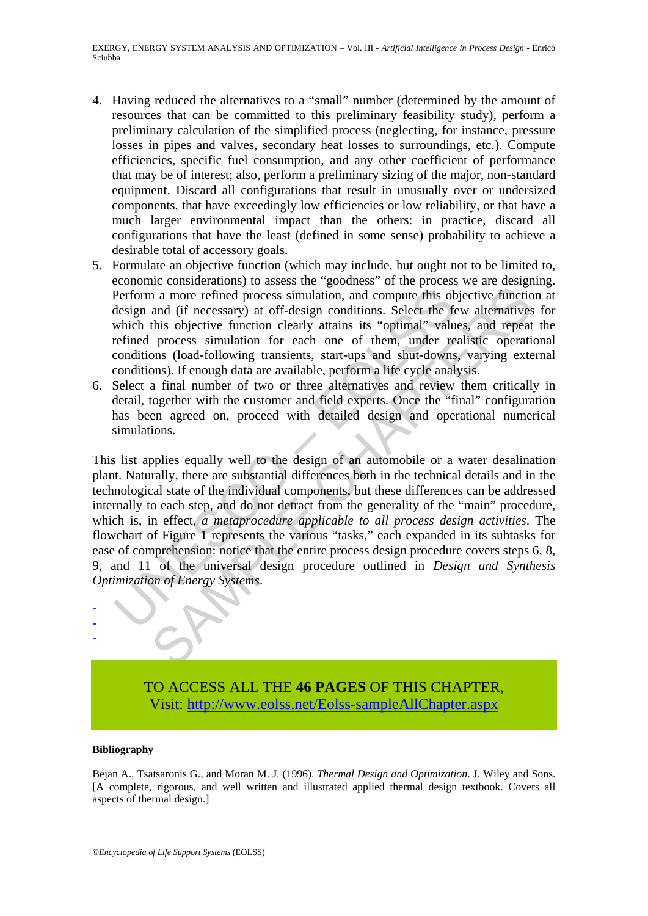4. Having reduced the alternatives to a "small" number (determined by the amount of resources that can be committed to this preliminary feasibility study), perform a preliminary calculation of the simplified process (neglecting, for instance, pressure losses in pipes and valves, secondary heat losses to surroundings, etc.). Compute efficiencies, specific fuel consumption, and any other coefficient of performance that may be of interest; also, perform a preliminary sizing of the major, non-standard equipment. Discard all configurations that result in unusually over or undersized components, that have exceedingly low efficiencies or low reliability, or that have a much larger environmental impact than the others: in practice, discard all configurations that have the least (defined in some sense) probability to achieve a desirable total of accessory goals.
5. Formulate an objective function (which may include, but ought not to be limited to, economic considerations) to assess the "goodness" of the process we are designing. Perform a more refined process simulation, and compute this objective function at design and (if necessary) at off-design conditions. Select the few alternatives for which this objective function clearly attains its "optimal" values, and repeat the refined process simulation for each one of them, under realistic operational conditions (load-following transients, start-ups and shut-downs, varying external conditions). If enough data are available, perform a life cycle analysis.
6. Select a final number of two or three alternatives and review them critically in detail, together with the customer and field experts. Once the "final" configuration has been agreed on, proceed with detailed design and operational numerical simulations.

This list applies equally well to the design of an automobile or a water desalination plant. Naturally, there are substantial differences both in the technical details and in the technological state of the individual components, but these differences can be addressed internally to each step, and do not detract from the generality of the "main" procedure, which is, in effect, *a metaprocedure applicable to all process design activities*. The flowchart of Figure 1 represents the various "tasks," each expanded in its subtasks for ease of comprehension: notice that the entire process design procedure covers steps 6, 8, 9, and 11 of the universal design procedure outlined in *Design and Synthesis Optimization of Energy Systems*.

-
-
-

TO ACCESS ALL THE **46 PAGES** OF THIS CHAPTER,
Visit: http://www.eolss.net/Eolss-sampleAllChapter.aspx

**Bibliography**

Bejan A., Tsatsaronis G., and Moran M. J. (1996). *Thermal Design and Optimization*. J. Wiley and Sons. [A complete, rigorous, and well written and illustrated applied thermal design textbook. Covers all aspects of thermal design.]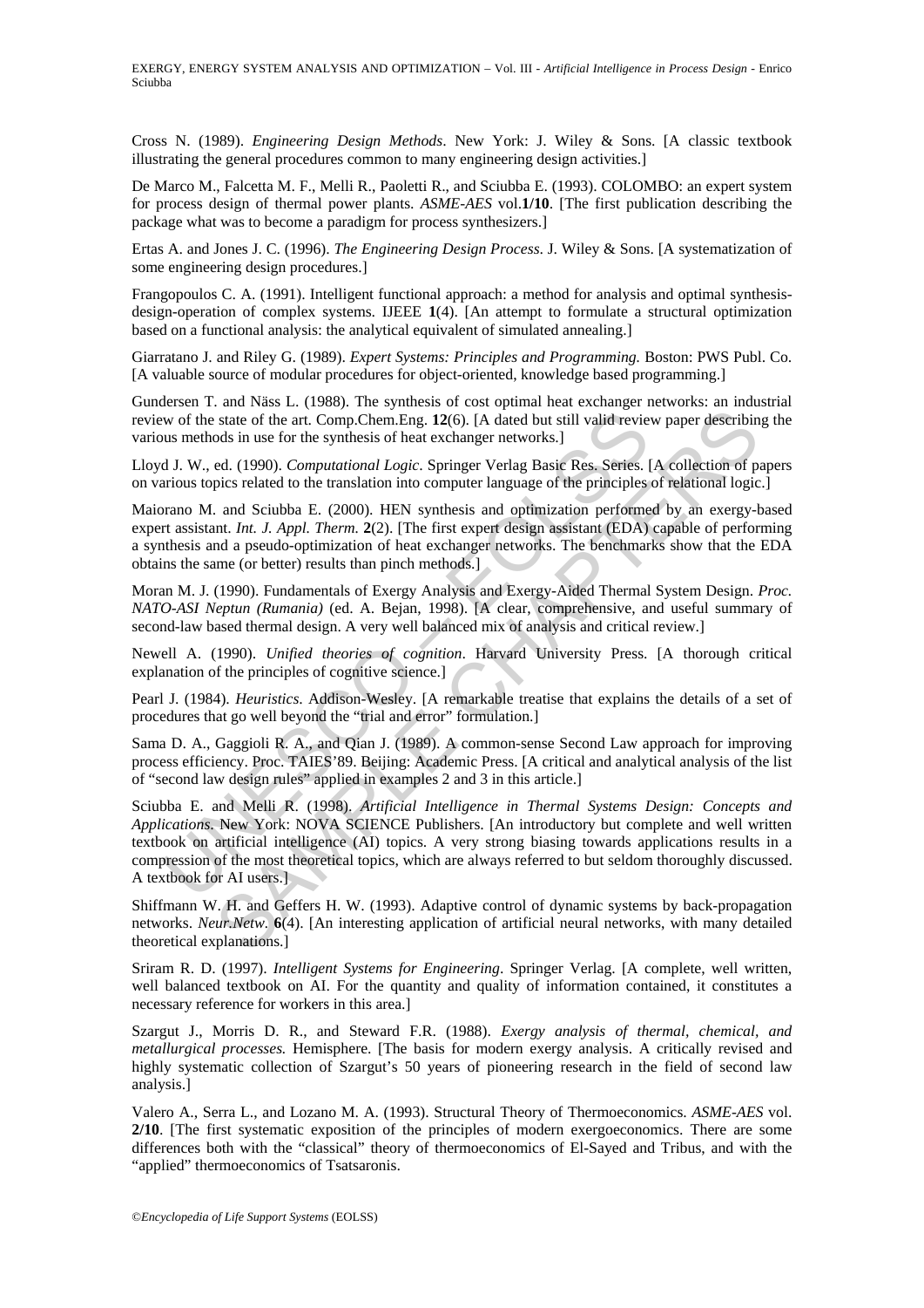Cross N. (1989). *Engineering Design Methods*. New York: J. Wiley & Sons. [A classic textbook illustrating the general procedures common to many engineering design activities.]

De Marco M., Falcetta M. F., Melli R., Paoletti R., and Sciubba E. (1993). COLOMBO: an expert system for process design of thermal power plants. *ASME-AES* vol.**1/10**. [The first publication describing the package what was to become a paradigm for process synthesizers.]

Ertas A. and Jones J. C. (1996). *The Engineering Design Process*. J. Wiley & Sons. [A systematization of some engineering design procedures.]

Frangopoulos C. A. (1991). Intelligent functional approach: a method for analysis and optimal synthesis-design-operation of complex systems. IJEEE **1**(4). [An attempt to formulate a structural optimization based on a functional analysis: the analytical equivalent of simulated annealing.]

Giarratano J. and Riley G. (1989). *Expert Systems: Principles and Programming.* Boston: PWS Publ. Co. [A valuable source of modular procedures for object-oriented, knowledge based programming.]

Gundersen T. and Näss L. (1988). The synthesis of cost optimal heat exchanger networks: an industrial review of the state of the art. Comp.Chem.Eng. **12**(6). [A dated but still valid review paper describing the various methods in use for the synthesis of heat exchanger networks.]

Lloyd J. W., ed. (1990). *Computational Logic*. Springer Verlag Basic Res. Series. [A collection of papers on various topics related to the translation into computer language of the principles of relational logic.]

Maiorano M. and Sciubba E. (2000). HEN synthesis and optimization performed by an exergy-based expert assistant. *Int. J. Appl. Therm*. **2**(2). [The first expert design assistant (EDA) capable of performing a synthesis and a pseudo-optimization of heat exchanger networks. The benchmarks show that the EDA obtains the same (or better) results than pinch methods.]

Moran M. J. (1990). Fundamentals of Exergy Analysis and Exergy-Aided Thermal System Design. *Proc. NATO-ASI Neptun (Rumania)* (ed. A. Bejan, 1998). [A clear, comprehensive, and useful summary of second-law based thermal design. A very well balanced mix of analysis and critical review.]

Newell A. (1990). *Unified theories of cognition*. Harvard University Press. [A thorough critical explanation of the principles of cognitive science.]

Pearl J. (1984). *Heuristics*. Addison-Wesley. [A remarkable treatise that explains the details of a set of procedures that go well beyond the "trial and error" formulation.]

Sama D. A., Gaggioli R. A., and Qian J. (1989). A common-sense Second Law approach for improving process efficiency. Proc. TAIES'89. Beijing: Academic Press. [A critical and analytical analysis of the list of "second law design rules" applied in examples 2 and 3 in this article.]

Sciubba E. and Melli R. (1998). *Artificial Intelligence in Thermal Systems Design: Concepts and Applications*. New York: NOVA SCIENCE Publishers. [An introductory but complete and well written textbook on artificial intelligence (AI) topics. A very strong biasing towards applications results in a compression of the most theoretical topics, which are always referred to but seldom thoroughly discussed. A textbook for AI users.]

Shiffmann W. H. and Geffers H. W. (1993). Adaptive control of dynamic systems by back-propagation networks. *Neur.Netw*. **6**(4). [An interesting application of artificial neural networks, with many detailed theoretical explanations.]

Sriram R. D. (1997). *Intelligent Systems for Engineering*. Springer Verlag. [A complete, well written, well balanced textbook on AI. For the quantity and quality of information contained, it constitutes a necessary reference for workers in this area.]

Szargut J., Morris D. R., and Steward F.R. (1988). *Exergy analysis of thermal, chemical, and metallurgical processes.* Hemisphere. [The basis for modern exergy analysis. A critically revised and highly systematic collection of Szargut's 50 years of pioneering research in the field of second law analysis.]

Valero A., Serra L., and Lozano M. A. (1993). Structural Theory of Thermoeconomics. *ASME-AES* vol. **2/10**. [The first systematic exposition of the principles of modern exergoeconomics. There are some differences both with the "classical" theory of thermoeconomics of El-Sayed and Tribus, and with the "applied" thermoeconomics of Tsatsaronis.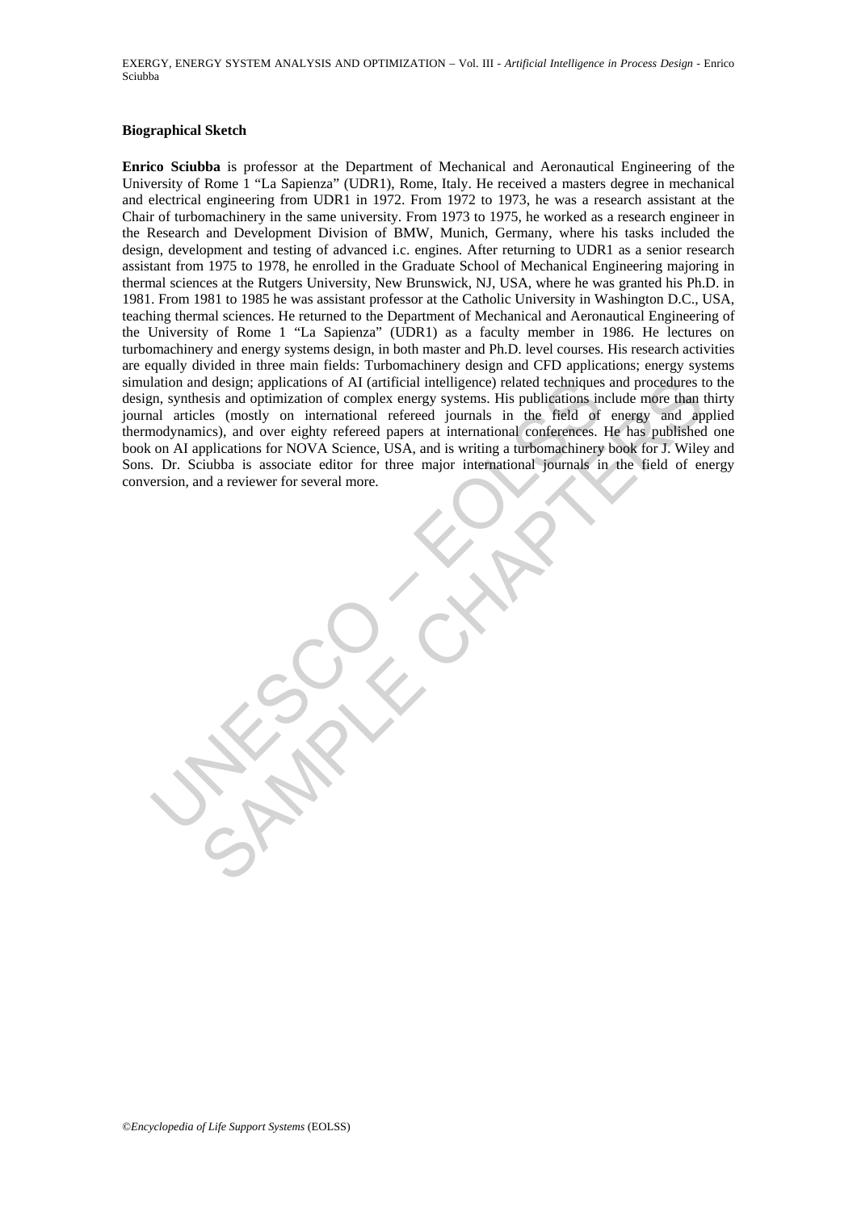**Biographical Sketch**

**Enrico Sciubba** is professor at the Department of Mechanical and Aeronautical Engineering of the University of Rome 1 "La Sapienza" (UDR1), Rome, Italy. He received a masters degree in mechanical and electrical engineering from UDR1 in 1972. From 1972 to 1973, he was a research assistant at the Chair of turbomachinery in the same university. From 1973 to 1975, he worked as a research engineer in the Research and Development Division of BMW, Munich, Germany, where his tasks included the design, development and testing of advanced i.c. engines. After returning to UDR1 as a senior research assistant from 1975 to 1978, he enrolled in the Graduate School of Mechanical Engineering majoring in thermal sciences at the Rutgers University, New Brunswick, NJ, USA, where he was granted his Ph.D. in 1981. From 1981 to 1985 he was assistant professor at the Catholic University in Washington D.C., USA, teaching thermal sciences. He returned to the Department of Mechanical and Aeronautical Engineering of the University of Rome 1 "La Sapienza" (UDR1) as a faculty member in 1986. He lectures on turbomachinery and energy systems design, in both master and Ph.D. level courses. His research activities are equally divided in three main fields: Turbomachinery design and CFD applications; energy systems simulation and design; applications of AI (artificial intelligence) related techniques and procedures to the design, synthesis and optimization of complex energy systems. His publications include more than thirty journal articles (mostly on international refereed journals in the field of energy and applied thermodynamics), and over eighty refereed papers at international conferences. He has published one book on AI applications for NOVA Science, USA, and is writing a turbomachinery book for J. Wiley and Sons. Dr. Sciubba is associate editor for three major international journals in the field of energy conversion, and a reviewer for several more.